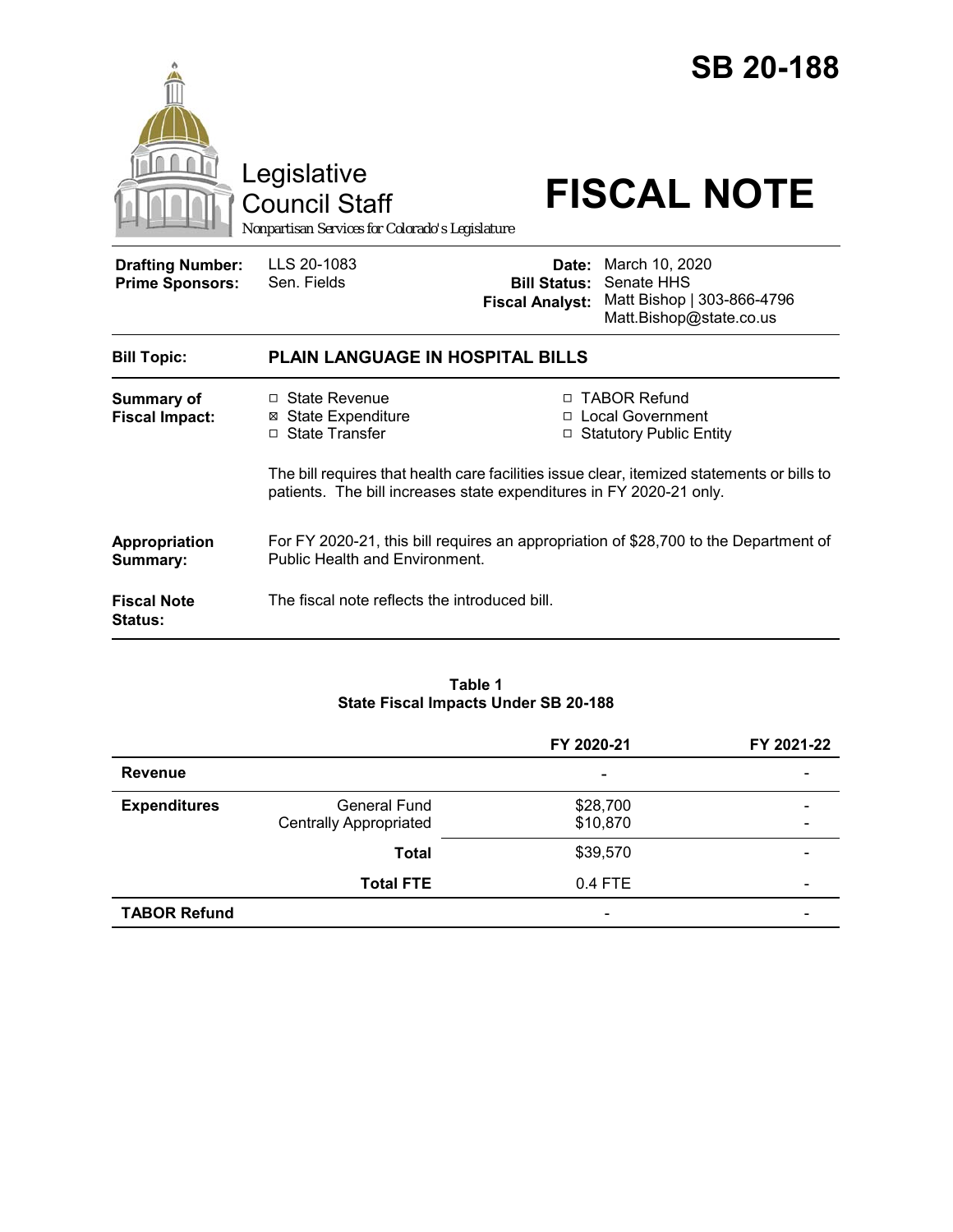# SB 20-188

Legislative Council Staff

*Nonpartisan Services for Colorado's Legislature*

# FISCAL NOTE

| | | | |
|---|---|---|---|
| **Drafting Number:** | LLS 20-1083 | **Date:** | March 10, 2020 |
| **Prime Sponsors:** | Sen. Fields | **Bill Status:** | Senate HHS |
| | | **Fiscal Analyst:** | Matt Bishop \| 303-866-4796 Matt.Bishop@state.co.us |

| | |
|---|---|
| **Bill Topic:** | **PLAIN LANGUAGE IN HOSPITAL BILLS** |
| **Summary of Fiscal Impact:** | ☐ State Revenue ☒ State Expenditure ☐ State Transfer ☐ TABOR Refund ☐ Local Government ☐ Statutory Public Entity<br><br>The bill requires that health care facilities issue clear, itemized statements or bills to patients. The bill increases state expenditures in FY 2020-21 only. |
| **Appropriation Summary:** | For FY 2020-21, this bill requires an appropriation of $28,700 to the Department of Public Health and Environment. |
| **Fiscal Note Status:** | The fiscal note reflects the introduced bill. |

**Table 1**
**State Fiscal Impacts Under SB 20-188**

| | | FY 2020-21 | FY 2021-22 |
|---|---|---|---|
| **Revenue** | | - | - |
| **Expenditures** | General Fund | $28,700 | - |
| | Centrally Appropriated | $10,870 | - |
| | **Total** | $39,570 | - |
| | **Total FTE** | 0.4 FTE | - |
| **TABOR Refund** | | - | - |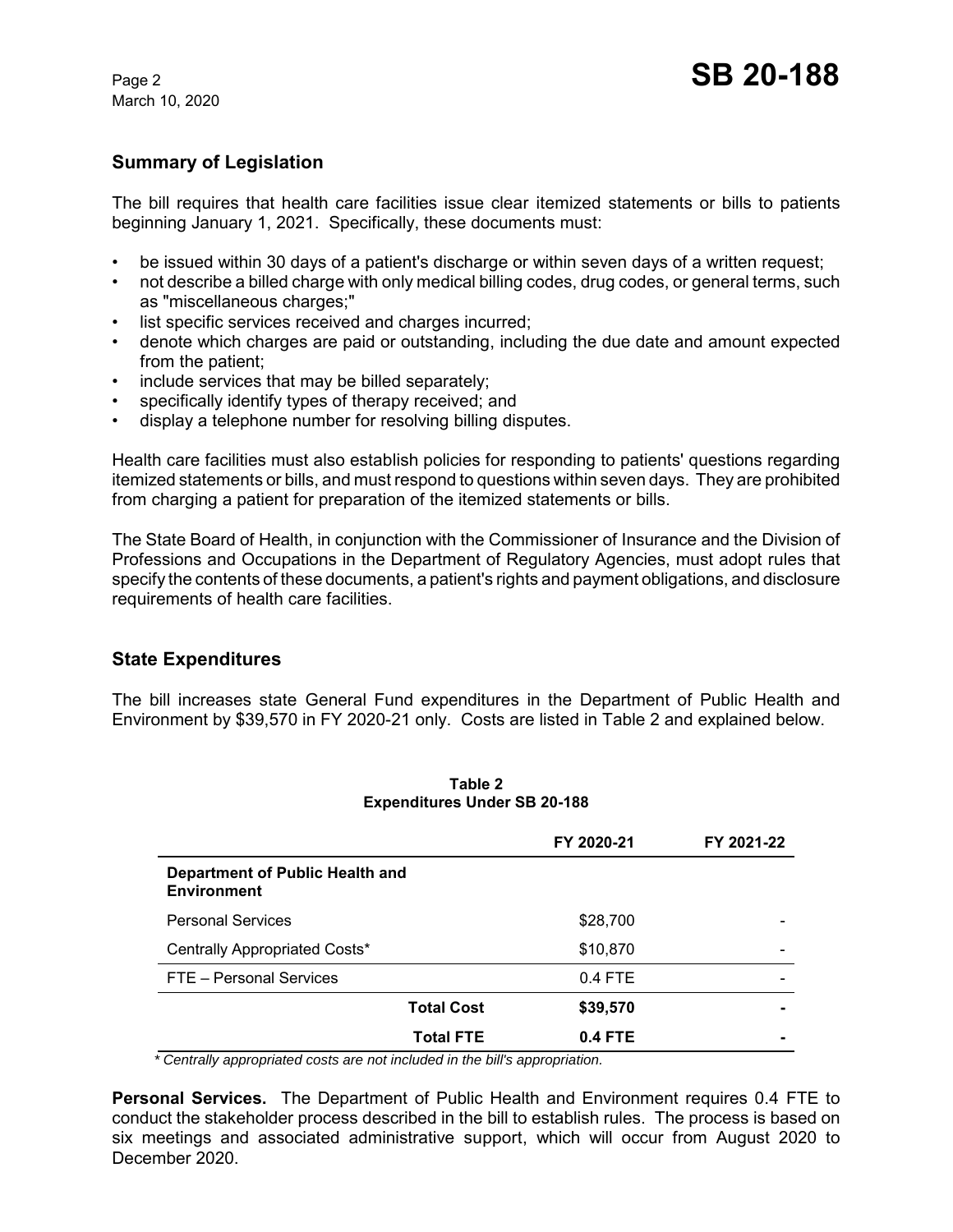## Summary of Legislation

The bill requires that health care facilities issue clear itemized statements or bills to patients beginning January 1, 2021. Specifically, these documents must:

- be issued within 30 days of a patient's discharge or within seven days of a written request;
- not describe a billed charge with only medical billing codes, drug codes, or general terms, such as "miscellaneous charges;"
- list specific services received and charges incurred;
- denote which charges are paid or outstanding, including the due date and amount expected from the patient;
- include services that may be billed separately;
- specifically identify types of therapy received; and
- display a telephone number for resolving billing disputes.

Health care facilities must also establish policies for responding to patients' questions regarding itemized statements or bills, and must respond to questions within seven days. They are prohibited from charging a patient for preparation of the itemized statements or bills.

The State Board of Health, in conjunction with the Commissioner of Insurance and the Division of Professions and Occupations in the Department of Regulatory Agencies, must adopt rules that specify the contents of these documents, a patient's rights and payment obligations, and disclosure requirements of health care facilities.

## State Expenditures

The bill increases state General Fund expenditures in the Department of Public Health and Environment by $39,570 in FY 2020-21 only. Costs are listed in Table 2 and explained below.

**Table 2**
**Expenditures Under SB 20-188**

| | FY 2020-21 | FY 2021-22 |
|---|---|---|
| **Department of Public Health and Environment** | | |
| Personal Services | $28,700 | - |
| Centrally Appropriated Costs* | $10,870 | - |
| FTE – Personal Services | 0.4 FTE | - |
| **Total Cost** | **$39,570** | **-** |
| **Total FTE** | **0.4 FTE** | **-** |

*\* Centrally appropriated costs are not included in the bill's appropriation.*

**Personal Services.** The Department of Public Health and Environment requires 0.4 FTE to conduct the stakeholder process described in the bill to establish rules. The process is based on six meetings and associated administrative support, which will occur from August 2020 to December 2020.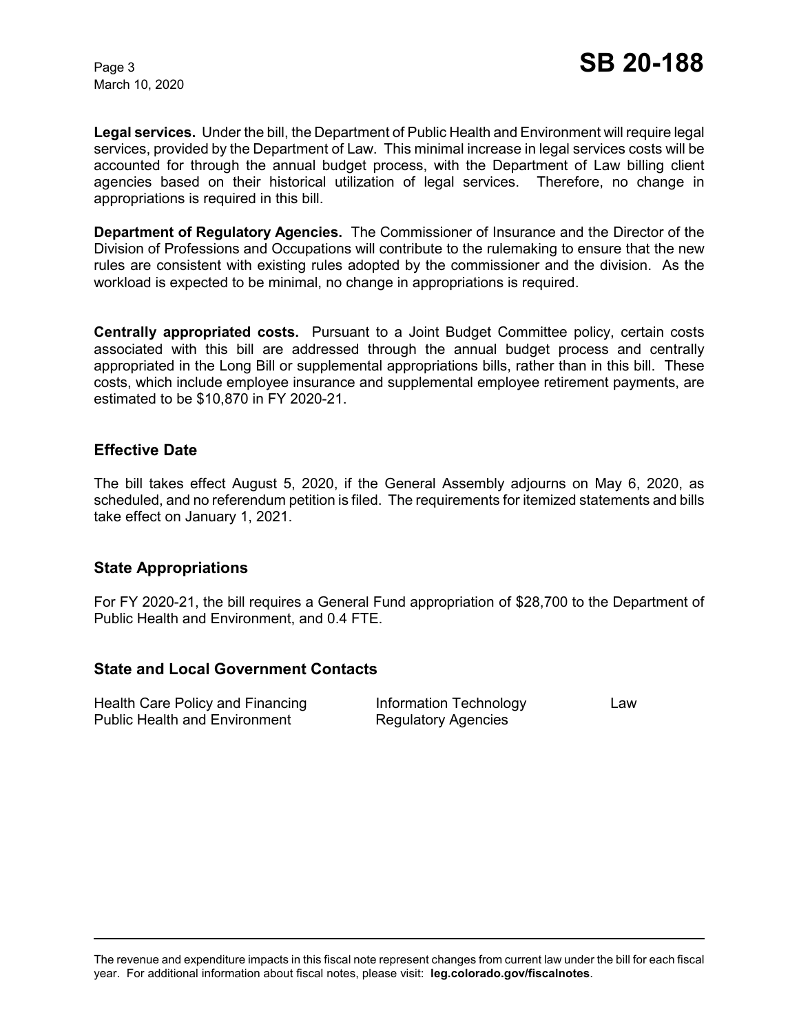**Legal services.** Under the bill, the Department of Public Health and Environment will require legal services, provided by the Department of Law. This minimal increase in legal services costs will be accounted for through the annual budget process, with the Department of Law billing client agencies based on their historical utilization of legal services. Therefore, no change in appropriations is required in this bill.

**Department of Regulatory Agencies.** The Commissioner of Insurance and the Director of the Division of Professions and Occupations will contribute to the rulemaking to ensure that the new rules are consistent with existing rules adopted by the commissioner and the division. As the workload is expected to be minimal, no change in appropriations is required.

**Centrally appropriated costs.** Pursuant to a Joint Budget Committee policy, certain costs associated with this bill are addressed through the annual budget process and centrally appropriated in the Long Bill or supplemental appropriations bills, rather than in this bill. These costs, which include employee insurance and supplemental employee retirement payments, are estimated to be $10,870 in FY 2020-21.

## Effective Date

The bill takes effect August 5, 2020, if the General Assembly adjourns on May 6, 2020, as scheduled, and no referendum petition is filed. The requirements for itemized statements and bills take effect on January 1, 2021.

## State Appropriations

For FY 2020-21, the bill requires a General Fund appropriation of $28,700 to the Department of Public Health and Environment, and 0.4 FTE.

## State and Local Government Contacts

Health Care Policy and Financing
Information Technology
Law
Public Health and Environment
Regulatory Agencies

The revenue and expenditure impacts in this fiscal note represent changes from current law under the bill for each fiscal year. For additional information about fiscal notes, please visit: **leg.colorado.gov/fiscalnotes**.